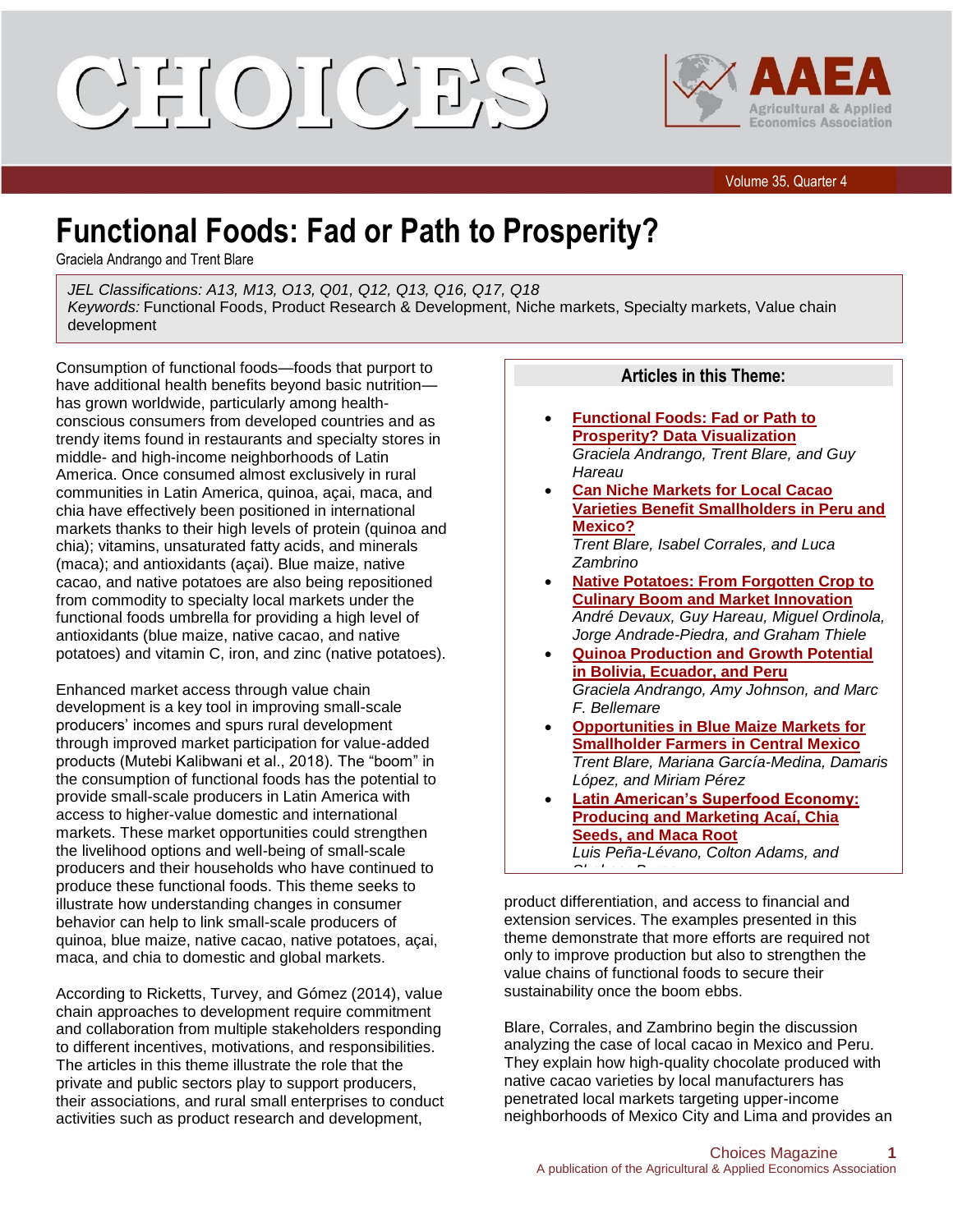# Functional Foods: Fad or Path to Prosperity?

Graciela Andrango and Trent Blare

*JEL Classifications: A13, M13, O13, Q01, Q12, Q13, Q16, Q17, Q18*
*Keywords:* Functional Foods, Product Research & Development, Niche markets, Specialty markets, Value chain development

Consumption of functional foods—foods that purport to have additional health benefits beyond basic nutrition—has grown worldwide, particularly among health-conscious consumers from developed countries and as trendy items found in restaurants and specialty stores in middle- and high-income neighborhoods of Latin America. Once consumed almost exclusively in rural communities in Latin America, quinoa, açai, maca, and chia have effectively been positioned in international markets thanks to their high levels of protein (quinoa and chia); vitamins, unsaturated fatty acids, and minerals (maca); and antioxidants (açai). Blue maize, native cacao, and native potatoes are also being repositioned from commodity to specialty local markets under the functional foods umbrella for providing a high level of antioxidants (blue maize, native cacao, and native potatoes) and vitamin C, iron, and zinc (native potatoes).

Enhanced market access through value chain development is a key tool in improving small-scale producers' incomes and spurs rural development through improved market participation for value-added products (Mutebi Kalibwani et al., 2018). The "boom" in the consumption of functional foods has the potential to provide small-scale producers in Latin America with access to higher-value domestic and international markets. These market opportunities could strengthen the livelihood options and well-being of small-scale producers and their households who have continued to produce these functional foods. This theme seeks to illustrate how understanding changes in consumer behavior can help to link small-scale producers of quinoa, blue maize, native cacao, native potatoes, açai, maca, and chia to domestic and global markets.

According to Ricketts, Turvey, and Gómez (2014), value chain approaches to development require commitment and collaboration from multiple stakeholders responding to different incentives, motivations, and responsibilities. The articles in this theme illustrate the role that the private and public sectors play to support producers, their associations, and rural small enterprises to conduct activities such as product research and development, product differentiation, and access to financial and extension services. The examples presented in this theme demonstrate that more efforts are required not only to improve production but also to strengthen the value chains of functional foods to secure their sustainability once the boom ebbs.

Blare, Corrales, and Zambrino begin the discussion analyzing the case of local cacao in Mexico and Peru. They explain how high-quality chocolate produced with native cacao varieties by local manufacturers has penetrated local markets targeting upper-income neighborhoods of Mexico City and Lima and provides an

**Articles in this Theme:**

- **Functional Foods: Fad or Path to Prosperity? Data Visualization**
  *Graciela Andrango, Trent Blare, and Guy Hareau*
- **Can Niche Markets for Local Cacao Varieties Benefit Smallholders in Peru and Mexico?**
  *Trent Blare, Isabel Corrales, and Luca Zambrino*
- **Native Potatoes: From Forgotten Crop to Culinary Boom and Market Innovation**
  *André Devaux, Guy Hareau, Miguel Ordinola, Jorge Andrade-Piedra, and Graham Thiele*
- **Quinoa Production and Growth Potential in Bolivia, Ecuador, and Peru**
  *Graciela Andrango, Amy Johnson, and Marc F. Bellemare*
- **Opportunities in Blue Maize Markets for Smallholder Farmers in Central Mexico**
  *Trent Blare, Mariana García-Medina, Damaris López, and Miriam Pérez*
- **Latin American's Superfood Economy: Producing and Marketing Acaí, Chia Seeds, and Maca Root**
  *Luis Peña-Lévano, Colton Adams, and*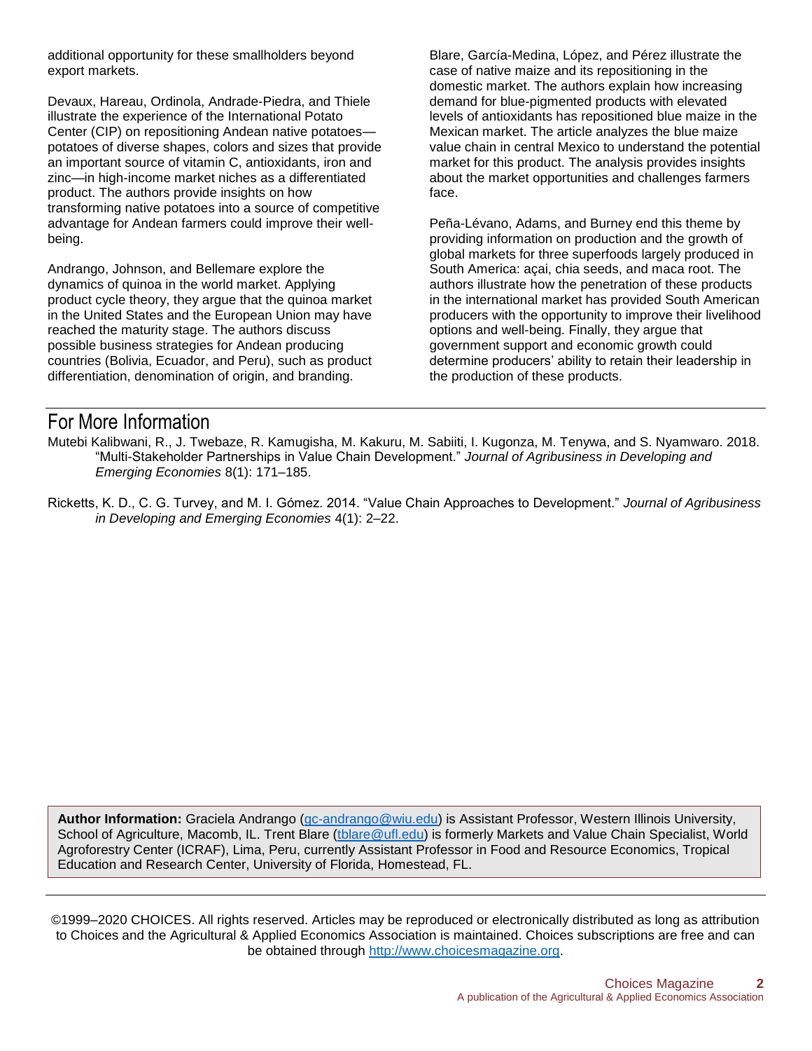additional opportunity for these smallholders beyond export markets.

Devaux, Hareau, Ordinola, Andrade-Piedra, and Thiele illustrate the experience of the International Potato Center (CIP) on repositioning Andean native potatoes—potatoes of diverse shapes, colors and sizes that provide an important source of vitamin C, antioxidants, iron and zinc—in high-income market niches as a differentiated product. The authors provide insights on how transforming native potatoes into a source of competitive advantage for Andean farmers could improve their well-being.

Andrango, Johnson, and Bellemare explore the dynamics of quinoa in the world market. Applying product cycle theory, they argue that the quinoa market in the United States and the European Union may have reached the maturity stage. The authors discuss possible business strategies for Andean producing countries (Bolivia, Ecuador, and Peru), such as product differentiation, denomination of origin, and branding.

Blare, García-Medina, López, and Pérez illustrate the case of native maize and its repositioning in the domestic market. The authors explain how increasing demand for blue-pigmented products with elevated levels of antioxidants has repositioned blue maize in the Mexican market. The article analyzes the blue maize value chain in central Mexico to understand the potential market for this product. The analysis provides insights about the market opportunities and challenges farmers face.

Peña-Lévano, Adams, and Burney end this theme by providing information on production and the growth of global markets for three superfoods largely produced in South America: açai, chia seeds, and maca root. The authors illustrate how the penetration of these products in the international market has provided South American producers with the opportunity to improve their livelihood options and well-being. Finally, they argue that government support and economic growth could determine producers' ability to retain their leadership in the production of these products.

## For More Information

Mutebi Kalibwani, R., J. Twebaze, R. Kamugisha, M. Kakuru, M. Sabiiti, I. Kugonza, M. Tenywa, and S. Nyamwaro. 2018. "Multi-Stakeholder Partnerships in Value Chain Development." *Journal of Agribusiness in Developing and Emerging Economies* 8(1): 171–185.

Ricketts, K. D., C. G. Turvey, and M. I. Gómez. 2014. "Value Chain Approaches to Development." *Journal of Agribusiness in Developing and Emerging Economies* 4(1): 2–22.

**Author Information:** Graciela Andrango (gc-andrango@wiu.edu) is Assistant Professor, Western Illinois University, School of Agriculture, Macomb, IL. Trent Blare (tblare@ufl.edu) is formerly Markets and Value Chain Specialist, World Agroforestry Center (ICRAF), Lima, Peru, currently Assistant Professor in Food and Resource Economics, Tropical Education and Research Center, University of Florida, Homestead, FL.

©1999–2020 CHOICES. All rights reserved. Articles may be reproduced or electronically distributed as long as attribution to Choices and the Agricultural & Applied Economics Association is maintained. Choices subscriptions are free and can be obtained through http://www.choicesmagazine.org.